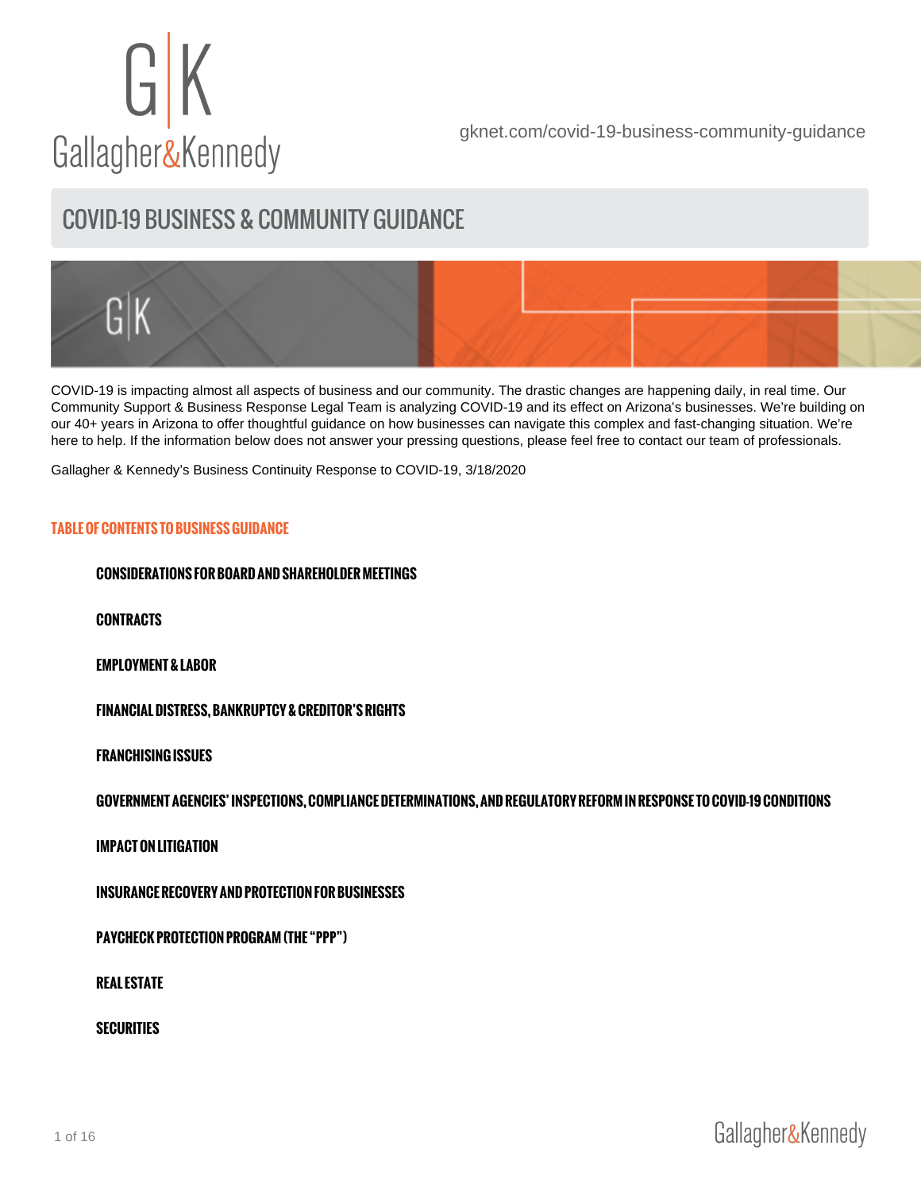Gallagher&Kennedy

gknet.com/covid-19-business-community-guidance

# COVID-19 BUSINESS & COMMUNITY GUIDANCE

COVID-19 is impacting almost all aspects of business and our community. The drastic changes are happening daily, in real time. Our Community Support & Business Response Legal Team is analyzing COVID-19 and its effect on Arizona's businesses. We're building on our 40+ years in Arizona to offer thoughtful guidance on how businesses can navigate this complex and fast-changing situation. We're here to help. If the information below does not answer your pressing questions, please feel free to contact our team of professionals.

Gallagher & Kennedy's Business Continuity Response to COVID-19, 3/18/2020

## TABLE OF CONTENTS TO BUSINESS GUIDANCE

- **CONSIDERATIONS FOR BOARD AND SHAREHOLDER MEETINGS**
- **CONTRACTS**
- **EMPLOYMENT & LABOR**
- **FINANCIAL DISTRESS, BANKRUPTCY & CREDITOR'S RIGHTS**
- **FRANCHISING ISSUES**
- **GOVERNMENT AGENCIES' INSPECTIONS, COMPLIANCE DETERMINATIONS, AND REGULATORY REFORM IN RESPONSE TO COVID-19 CONDITIONS**
- **IMPACT ON LITIGATION**
- **INSURANCE RECOVERY AND PROTECTION FOR BUSINESSES**
- **PAYCHECK PROTECTION PROGRAM (THE "PPP")**
- **REAL ESTATE**
- **SECURITIES**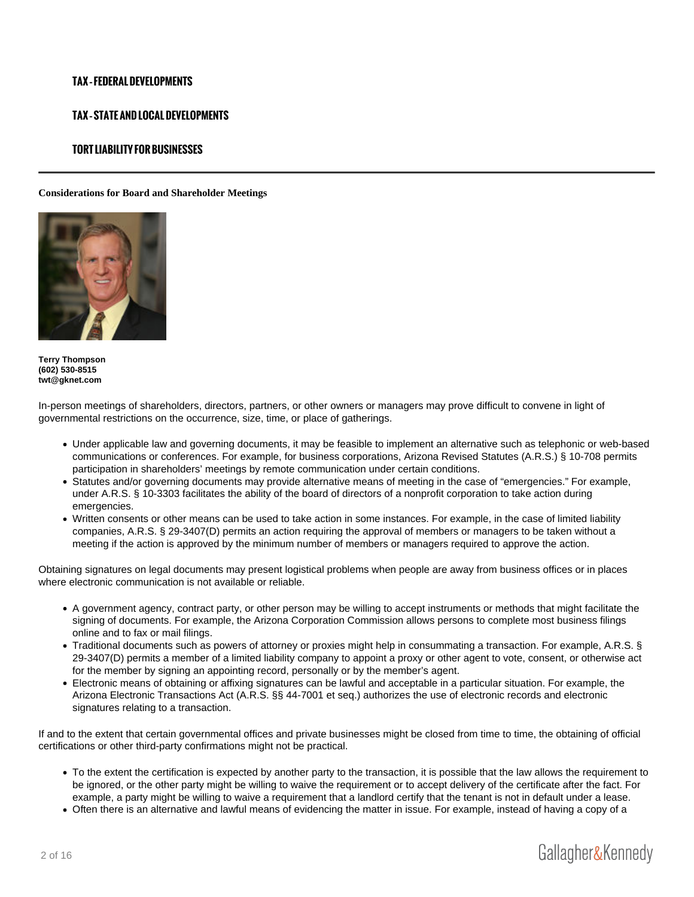### TAX - FEDERAL DEVELOPMENTS

### TAX - STATE AND LOCAL DEVELOPMENTS

### TORT LIABILITY FOR BUSINESSES

---

**Considerations for Board and Shareholder Meetings**

**Terry Thompson**
**(602) 530-8515**
**twt@gknet.com**

In-person meetings of shareholders, directors, partners, or other owners or managers may prove difficult to convene in light of governmental restrictions on the occurrence, size, time, or place of gatherings.

- Under applicable law and governing documents, it may be feasible to implement an alternative such as telephonic or web-based communications or conferences. For example, for business corporations, Arizona Revised Statutes (A.R.S.) § 10-708 permits participation in shareholders' meetings by remote communication under certain conditions.
- Statutes and/or governing documents may provide alternative means of meeting in the case of "emergencies." For example, under A.R.S. § 10-3303 facilitates the ability of the board of directors of a nonprofit corporation to take action during emergencies.
- Written consents or other means can be used to take action in some instances. For example, in the case of limited liability companies, A.R.S. § 29-3407(D) permits an action requiring the approval of members or managers to be taken without a meeting if the action is approved by the minimum number of members or managers required to approve the action.

Obtaining signatures on legal documents may present logistical problems when people are away from business offices or in places where electronic communication is not available or reliable.

- A government agency, contract party, or other person may be willing to accept instruments or methods that might facilitate the signing of documents. For example, the Arizona Corporation Commission allows persons to complete most business filings online and to fax or mail filings.
- Traditional documents such as powers of attorney or proxies might help in consummating a transaction. For example, A.R.S. § 29-3407(D) permits a member of a limited liability company to appoint a proxy or other agent to vote, consent, or otherwise act for the member by signing an appointing record, personally or by the member's agent.
- Electronic means of obtaining or affixing signatures can be lawful and acceptable in a particular situation. For example, the Arizona Electronic Transactions Act (A.R.S. §§ 44-7001 et seq.) authorizes the use of electronic records and electronic signatures relating to a transaction.

If and to the extent that certain governmental offices and private businesses might be closed from time to time, the obtaining of official certifications or other third-party confirmations might not be practical.

- To the extent the certification is expected by another party to the transaction, it is possible that the law allows the requirement to be ignored, or the other party might be willing to waive the requirement or to accept delivery of the certificate after the fact. For example, a party might be willing to waive a requirement that a landlord certify that the tenant is not in default under a lease.
- Often there is an alternative and lawful means of evidencing the matter in issue. For example, instead of having a copy of a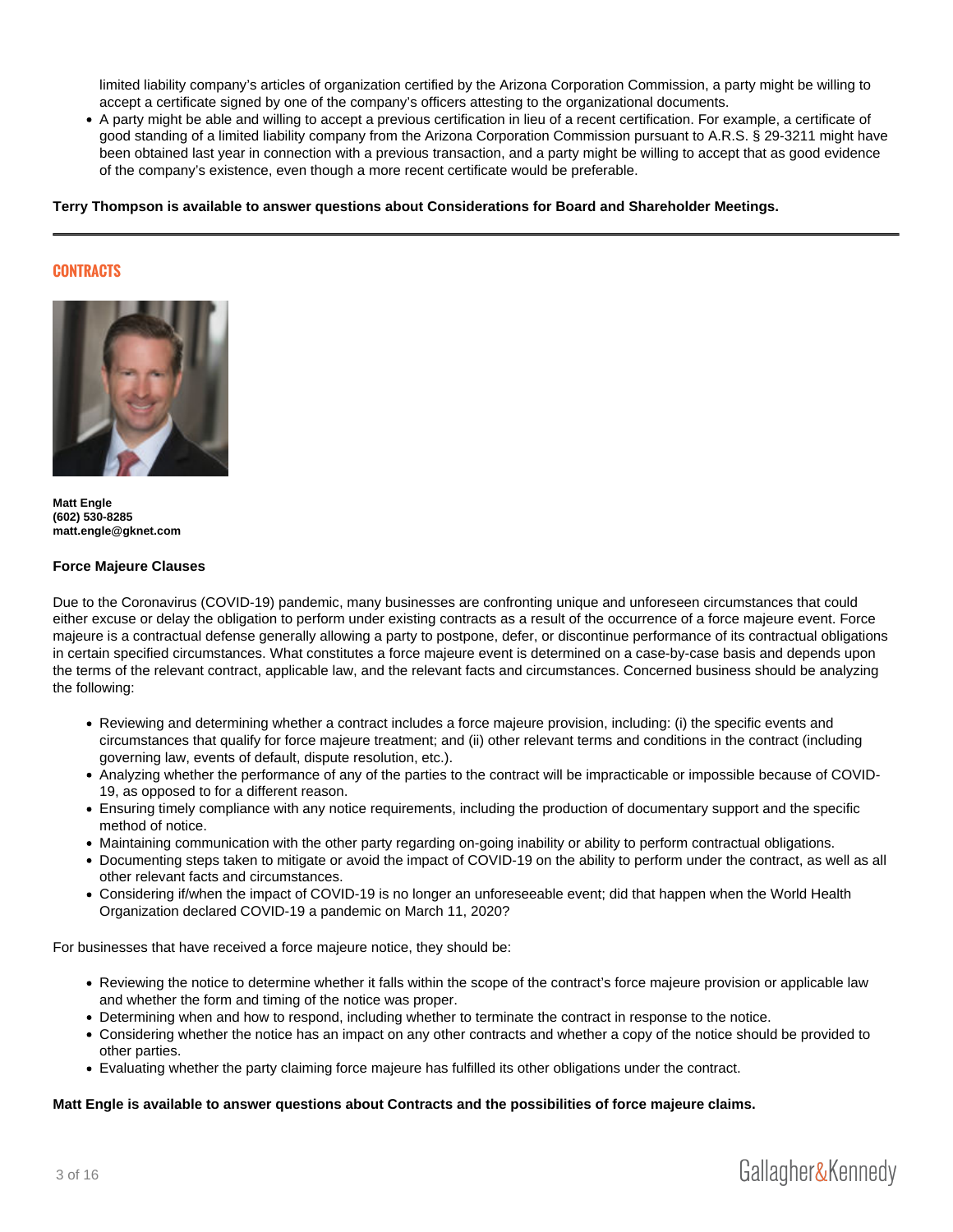limited liability company's articles of organization certified by the Arizona Corporation Commission, a party might be willing to accept a certificate signed by one of the company's officers attesting to the organizational documents.
- A party might be able and willing to accept a previous certification in lieu of a recent certification. For example, a certificate of good standing of a limited liability company from the Arizona Corporation Commission pursuant to A.R.S. § 29-3211 might have been obtained last year in connection with a previous transaction, and a party might be willing to accept that as good evidence of the company's existence, even though a more recent certificate would be preferable.

**Terry Thompson is available to answer questions about Considerations for Board and Shareholder Meetings.**

---

## CONTRACTS

**Matt Engle**
**(602) 530-8285**
**matt.engle@gknet.com**

### Force Majeure Clauses

Due to the Coronavirus (COVID-19) pandemic, many businesses are confronting unique and unforeseen circumstances that could either excuse or delay the obligation to perform under existing contracts as a result of the occurrence of a force majeure event. Force majeure is a contractual defense generally allowing a party to postpone, defer, or discontinue performance of its contractual obligations in certain specified circumstances. What constitutes a force majeure event is determined on a case-by-case basis and depends upon the terms of the relevant contract, applicable law, and the relevant facts and circumstances. Concerned business should be analyzing the following:

- Reviewing and determining whether a contract includes a force majeure provision, including: (i) the specific events and circumstances that qualify for force majeure treatment; and (ii) other relevant terms and conditions in the contract (including governing law, events of default, dispute resolution, etc.).
- Analyzing whether the performance of any of the parties to the contract will be impracticable or impossible because of COVID-19, as opposed to for a different reason.
- Ensuring timely compliance with any notice requirements, including the production of documentary support and the specific method of notice.
- Maintaining communication with the other party regarding on-going inability or ability to perform contractual obligations.
- Documenting steps taken to mitigate or avoid the impact of COVID-19 on the ability to perform under the contract, as well as all other relevant facts and circumstances.
- Considering if/when the impact of COVID-19 is no longer an unforeseeable event; did that happen when the World Health Organization declared COVID-19 a pandemic on March 11, 2020?

For businesses that have received a force majeure notice, they should be:

- Reviewing the notice to determine whether it falls within the scope of the contract's force majeure provision or applicable law and whether the form and timing of the notice was proper.
- Determining when and how to respond, including whether to terminate the contract in response to the notice.
- Considering whether the notice has an impact on any other contracts and whether a copy of the notice should be provided to other parties.
- Evaluating whether the party claiming force majeure has fulfilled its other obligations under the contract.

**Matt Engle is available to answer questions about Contracts and the possibilities of force majeure claims.**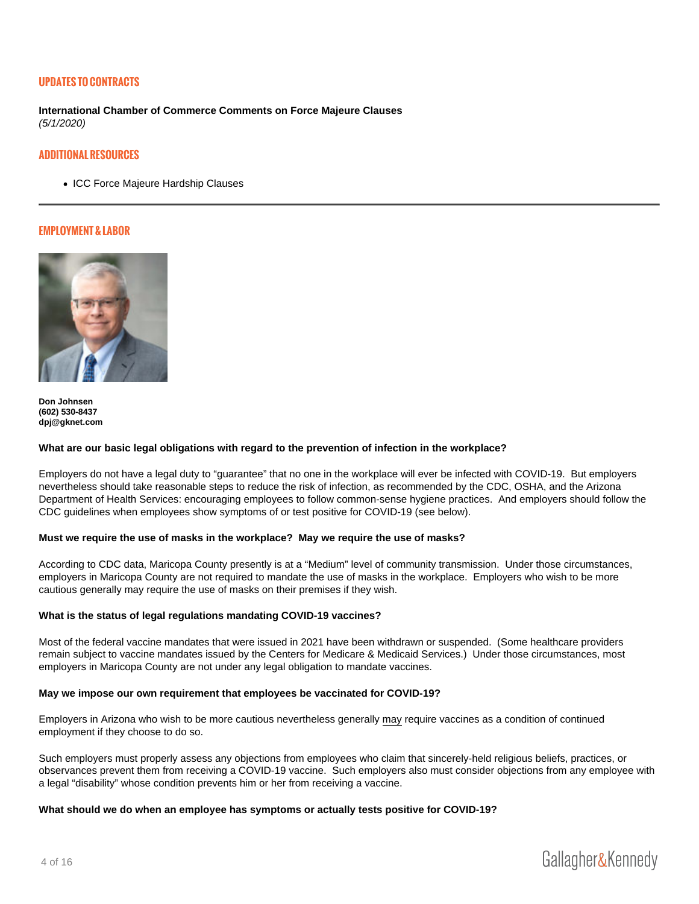## UPDATES TO CONTRACTS

**International Chamber of Commerce Comments on Force Majeure Clauses**
*(5/1/2020)*

## ADDITIONAL RESOURCES

- ICC Force Majeure Hardship Clauses

---

## EMPLOYMENT & LABOR

**Don Johnsen**
**(602) 530-8437**
**dpj@gknet.com**

**What are our basic legal obligations with regard to the prevention of infection in the workplace?**

Employers do not have a legal duty to "guarantee" that no one in the workplace will ever be infected with COVID-19. But employers nevertheless should take reasonable steps to reduce the risk of infection, as recommended by the CDC, OSHA, and the Arizona Department of Health Services: encouraging employees to follow common-sense hygiene practices. And employers should follow the CDC guidelines when employees show symptoms of or test positive for COVID-19 (see below).

**Must we require the use of masks in the workplace? May we require the use of masks?**

According to CDC data, Maricopa County presently is at a "Medium" level of community transmission. Under those circumstances, employers in Maricopa County are not required to mandate the use of masks in the workplace. Employers who wish to be more cautious generally may require the use of masks on their premises if they wish.

**What is the status of legal regulations mandating COVID-19 vaccines?**

Most of the federal vaccine mandates that were issued in 2021 have been withdrawn or suspended. (Some healthcare providers remain subject to vaccine mandates issued by the Centers for Medicare & Medicaid Services.) Under those circumstances, most employers in Maricopa County are not under any legal obligation to mandate vaccines.

**May we impose our own requirement that employees be vaccinated for COVID-19?**

Employers in Arizona who wish to be more cautious nevertheless generally may require vaccines as a condition of continued employment if they choose to do so.

Such employers must properly assess any objections from employees who claim that sincerely-held religious beliefs, practices, or observances prevent them from receiving a COVID-19 vaccine. Such employers also must consider objections from any employee with a legal "disability" whose condition prevents him or her from receiving a vaccine.

**What should we do when an employee has symptoms or actually tests positive for COVID-19?**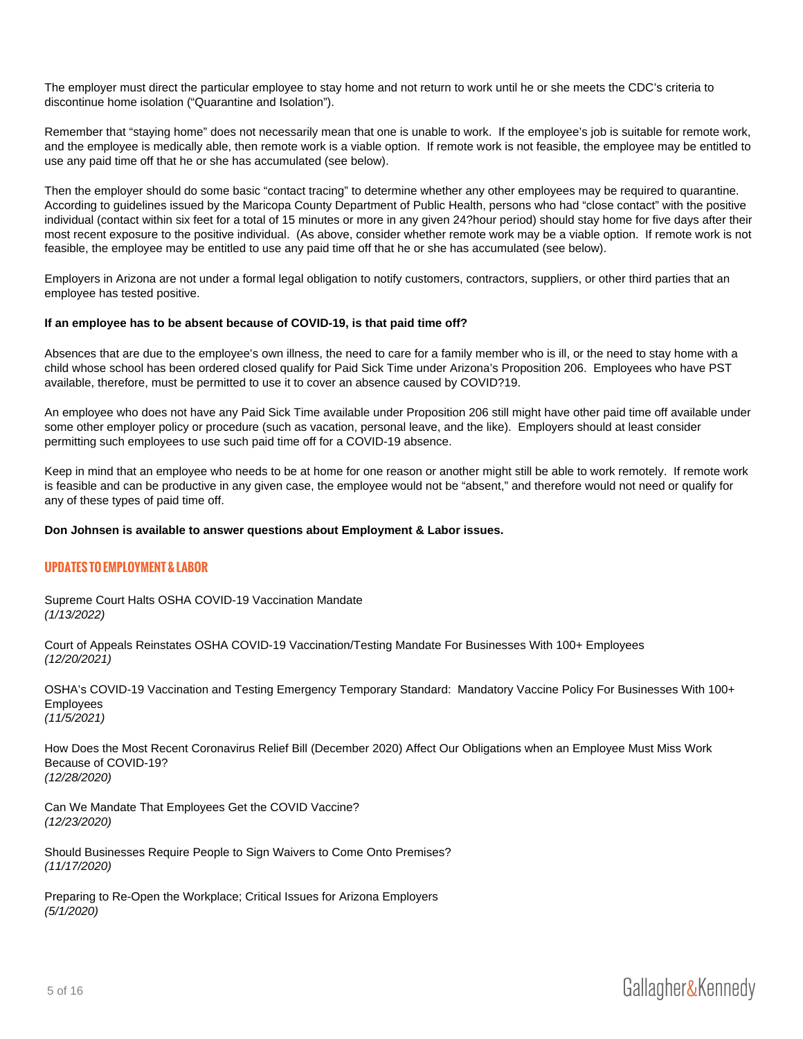The employer must direct the particular employee to stay home and not return to work until he or she meets the CDC's criteria to discontinue home isolation ("Quarantine and Isolation").

Remember that "staying home" does not necessarily mean that one is unable to work. If the employee's job is suitable for remote work, and the employee is medically able, then remote work is a viable option. If remote work is not feasible, the employee may be entitled to use any paid time off that he or she has accumulated (see below).

Then the employer should do some basic "contact tracing" to determine whether any other employees may be required to quarantine. According to guidelines issued by the Maricopa County Department of Public Health, persons who had "close contact" with the positive individual (contact within six feet for a total of 15 minutes or more in any given 24?hour period) should stay home for five days after their most recent exposure to the positive individual. (As above, consider whether remote work may be a viable option. If remote work is not feasible, the employee may be entitled to use any paid time off that he or she has accumulated (see below).

Employers in Arizona are not under a formal legal obligation to notify customers, contractors, suppliers, or other third parties that an employee has tested positive.

**If an employee has to be absent because of COVID-19, is that paid time off?**

Absences that are due to the employee's own illness, the need to care for a family member who is ill, or the need to stay home with a child whose school has been ordered closed qualify for Paid Sick Time under Arizona's Proposition 206. Employees who have PST available, therefore, must be permitted to use it to cover an absence caused by COVID?19.

An employee who does not have any Paid Sick Time available under Proposition 206 still might have other paid time off available under some other employer policy or procedure (such as vacation, personal leave, and the like). Employers should at least consider permitting such employees to use such paid time off for a COVID-19 absence.

Keep in mind that an employee who needs to be at home for one reason or another might still be able to work remotely. If remote work is feasible and can be productive in any given case, the employee would not be "absent," and therefore would not need or qualify for any of these types of paid time off.

**Don Johnsen is available to answer questions about Employment & Labor issues.**

## UPDATES TO EMPLOYMENT & LABOR

Supreme Court Halts OSHA COVID-19 Vaccination Mandate
*(1/13/2022)*

Court of Appeals Reinstates OSHA COVID-19 Vaccination/Testing Mandate For Businesses With 100+ Employees
*(12/20/2021)*

OSHA's COVID-19 Vaccination and Testing Emergency Temporary Standard: Mandatory Vaccine Policy For Businesses With 100+ Employees
*(11/5/2021)*

How Does the Most Recent Coronavirus Relief Bill (December 2020) Affect Our Obligations when an Employee Must Miss Work Because of COVID-19?
*(12/28/2020)*

Can We Mandate That Employees Get the COVID Vaccine?
*(12/23/2020)*

Should Businesses Require People to Sign Waivers to Come Onto Premises?
*(11/17/2020)*

Preparing to Re-Open the Workplace; Critical Issues for Arizona Employers
*(5/1/2020)*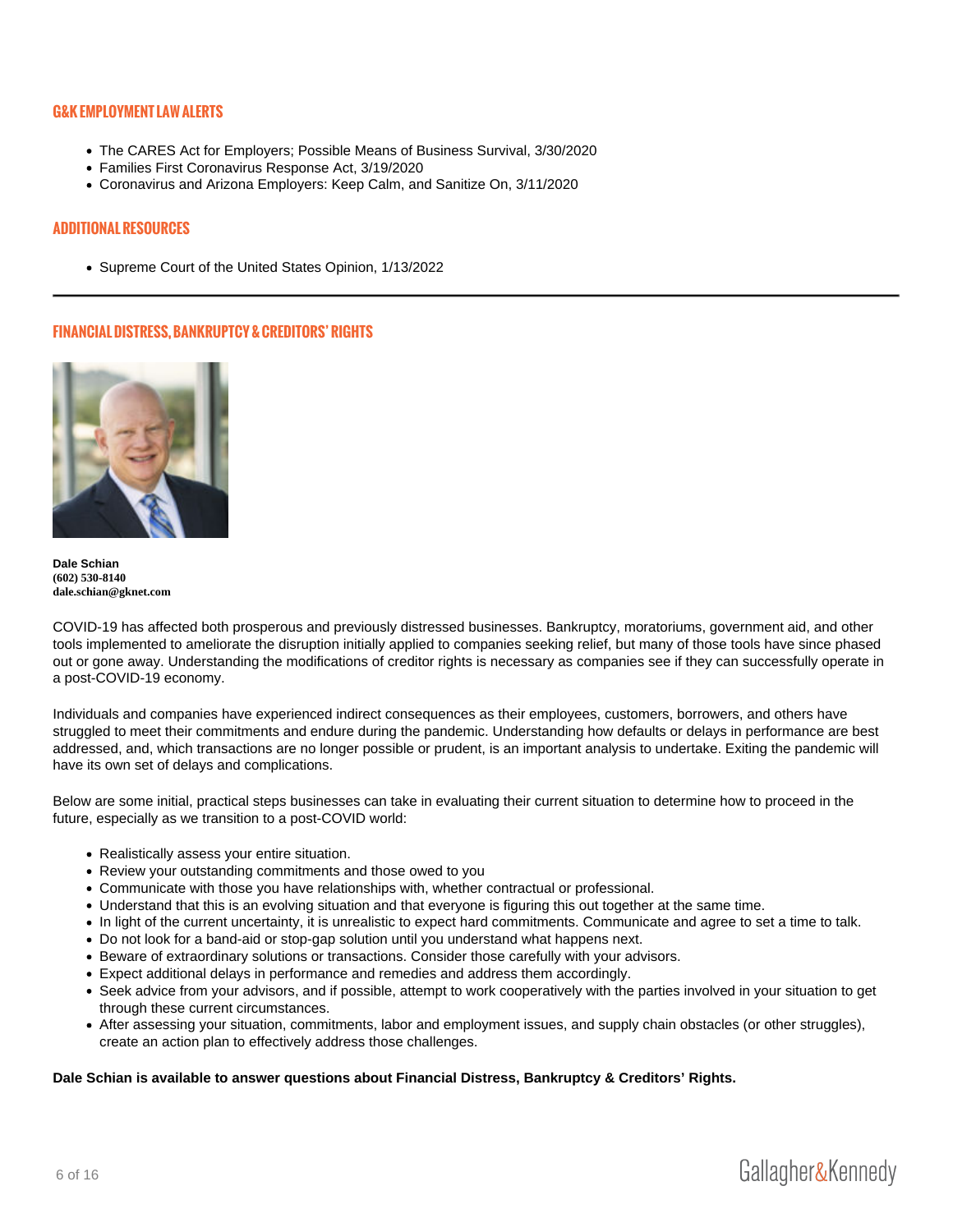## G&K EMPLOYMENT LAW ALERTS

- The CARES Act for Employers; Possible Means of Business Survival, 3/30/2020
- Families First Coronavirus Response Act, 3/19/2020
- Coronavirus and Arizona Employers: Keep Calm, and Sanitize On, 3/11/2020

## ADDITIONAL RESOURCES

- Supreme Court of the United States Opinion, 1/13/2022

---

## FINANCIAL DISTRESS, BANKRUPTCY & CREDITORS' RIGHTS

**Dale Schian**
**(602) 530-8140**
**dale.schian@gknet.com**

COVID-19 has affected both prosperous and previously distressed businesses. Bankruptcy, moratoriums, government aid, and other tools implemented to ameliorate the disruption initially applied to companies seeking relief, but many of those tools have since phased out or gone away. Understanding the modifications of creditor rights is necessary as companies see if they can successfully operate in a post-COVID-19 economy.

Individuals and companies have experienced indirect consequences as their employees, customers, borrowers, and others have struggled to meet their commitments and endure during the pandemic. Understanding how defaults or delays in performance are best addressed, and, which transactions are no longer possible or prudent, is an important analysis to undertake. Exiting the pandemic will have its own set of delays and complications.

Below are some initial, practical steps businesses can take in evaluating their current situation to determine how to proceed in the future, especially as we transition to a post-COVID world:

- Realistically assess your entire situation.
- Review your outstanding commitments and those owed to you
- Communicate with those you have relationships with, whether contractual or professional.
- Understand that this is an evolving situation and that everyone is figuring this out together at the same time.
- In light of the current uncertainty, it is unrealistic to expect hard commitments. Communicate and agree to set a time to talk.
- Do not look for a band-aid or stop-gap solution until you understand what happens next.
- Beware of extraordinary solutions or transactions. Consider those carefully with your advisors.
- Expect additional delays in performance and remedies and address them accordingly.
- Seek advice from your advisors, and if possible, attempt to work cooperatively with the parties involved in your situation to get through these current circumstances.
- After assessing your situation, commitments, labor and employment issues, and supply chain obstacles (or other struggles), create an action plan to effectively address those challenges.

**Dale Schian is available to answer questions about Financial Distress, Bankruptcy & Creditors' Rights.**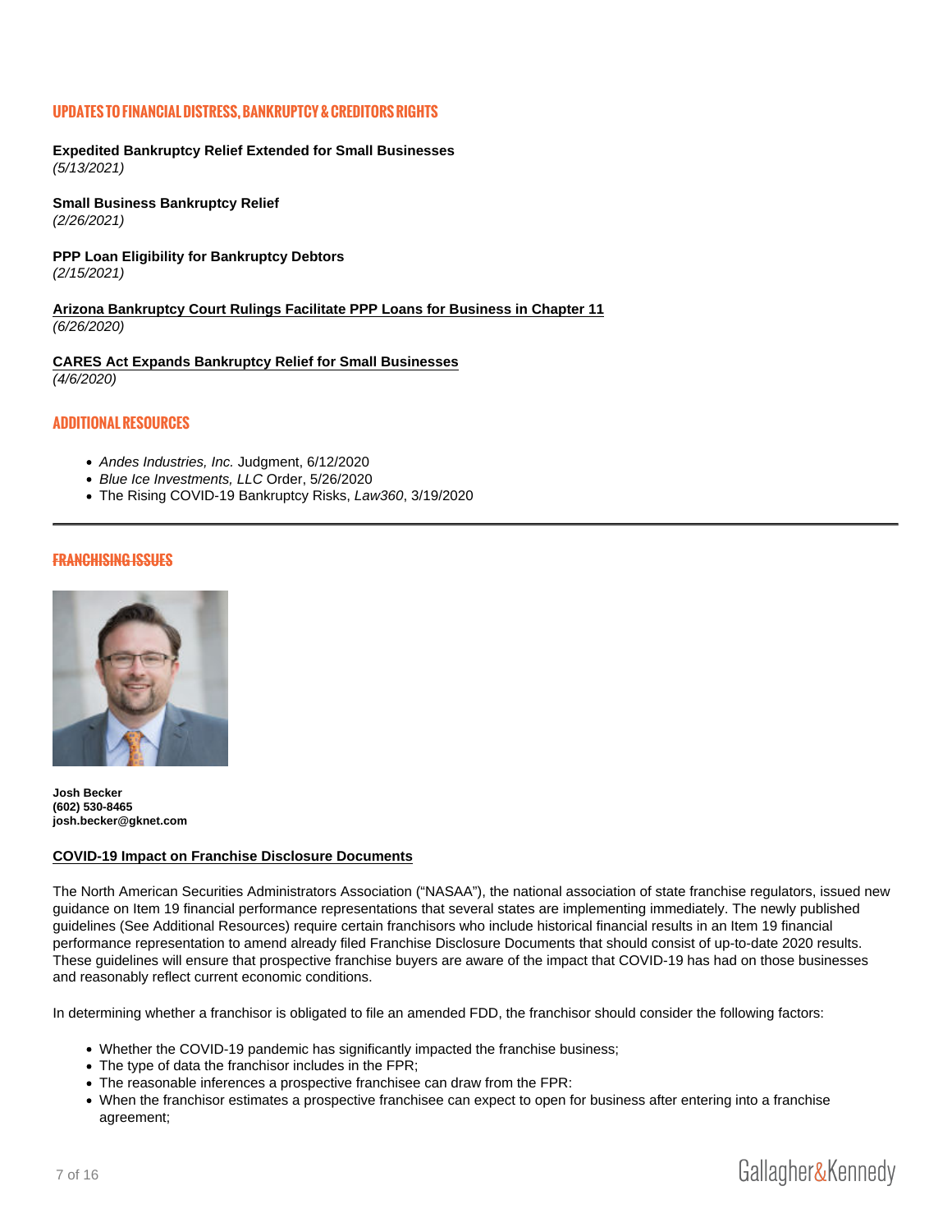## UPDATES TO FINANCIAL DISTRESS, BANKRUPTCY & CREDITORS RIGHTS

**Expedited Bankruptcy Relief Extended for Small Businesses**
*(5/13/2021)*

**Small Business Bankruptcy Relief**
*(2/26/2021)*

**PPP Loan Eligibility for Bankruptcy Debtors**
*(2/15/2021)*

**Arizona Bankruptcy Court Rulings Facilitate PPP Loans for Business in Chapter 11**
*(6/26/2020)*

**CARES Act Expands Bankruptcy Relief for Small Businesses**
*(4/6/2020)*

## ADDITIONAL RESOURCES

- *Andes Industries, Inc.* Judgment, 6/12/2020
- *Blue Ice Investments, LLC* Order, 5/26/2020
- The Rising COVID-19 Bankruptcy Risks, *Law360*, 3/19/2020

---

## FRANCHISING ISSUES

**Josh Becker**
**(602) 530-8465**
**josh.becker@gknet.com**

**COVID-19 Impact on Franchise Disclosure Documents**

The North American Securities Administrators Association ("NASAA"), the national association of state franchise regulators, issued new guidance on Item 19 financial performance representations that several states are implementing immediately. The newly published guidelines (See Additional Resources) require certain franchisors who include historical financial results in an Item 19 financial performance representation to amend already filed Franchise Disclosure Documents that should consist of up-to-date 2020 results. These guidelines will ensure that prospective franchise buyers are aware of the impact that COVID-19 has had on those businesses and reasonably reflect current economic conditions.

In determining whether a franchisor is obligated to file an amended FDD, the franchisor should consider the following factors:

- Whether the COVID-19 pandemic has significantly impacted the franchise business;
- The type of data the franchisor includes in the FPR;
- The reasonable inferences a prospective franchisee can draw from the FPR:
- When the franchisor estimates a prospective franchisee can expect to open for business after entering into a franchise agreement;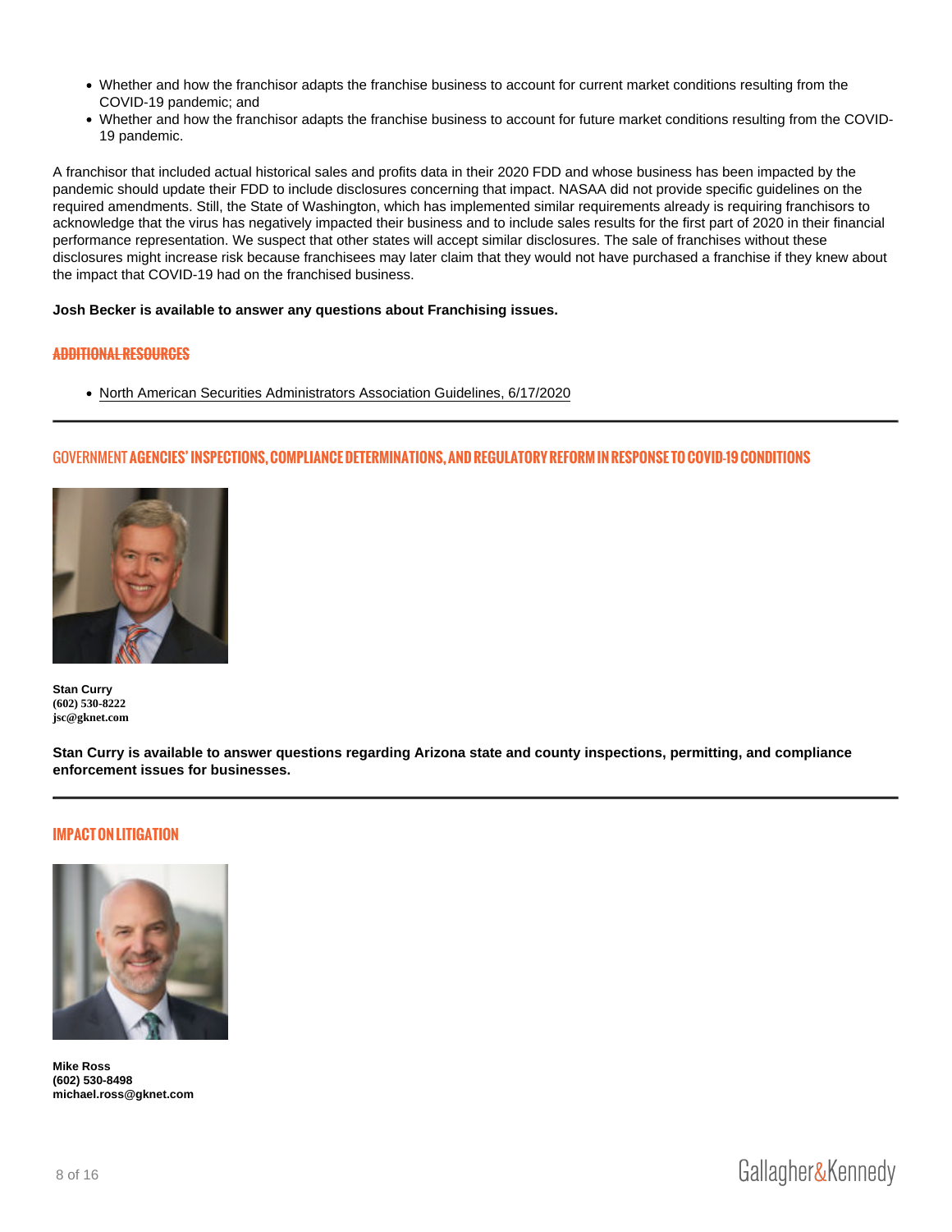- Whether and how the franchisor adapts the franchise business to account for current market conditions resulting from the COVID-19 pandemic; and
- Whether and how the franchisor adapts the franchise business to account for future market conditions resulting from the COVID-19 pandemic.

A franchisor that included actual historical sales and profits data in their 2020 FDD and whose business has been impacted by the pandemic should update their FDD to include disclosures concerning that impact. NASAA did not provide specific guidelines on the required amendments. Still, the State of Washington, which has implemented similar requirements already is requiring franchisors to acknowledge that the virus has negatively impacted their business and to include sales results for the first part of 2020 in their financial performance representation. We suspect that other states will accept similar disclosures. The sale of franchises without these disclosures might increase risk because franchisees may later claim that they would not have purchased a franchise if they knew about the impact that COVID-19 had on the franchised business.

**Josh Becker is available to answer any questions about Franchising issues.**

## ADDITIONAL RESOURCES

- North American Securities Administrators Association Guidelines, 6/17/2020

---

## GOVERNMENT AGENCIES' INSPECTIONS, COMPLIANCE DETERMINATIONS, AND REGULATORY REFORM IN RESPONSE TO COVID-19 CONDITIONS

**Stan Curry**
**(602) 530-8222**
**jsc@gknet.com**

**Stan Curry is available to answer questions regarding Arizona state and county inspections, permitting, and compliance enforcement issues for businesses.**

---

## IMPACT ON LITIGATION

**Mike Ross**
**(602) 530-8498**
**michael.ross@gknet.com**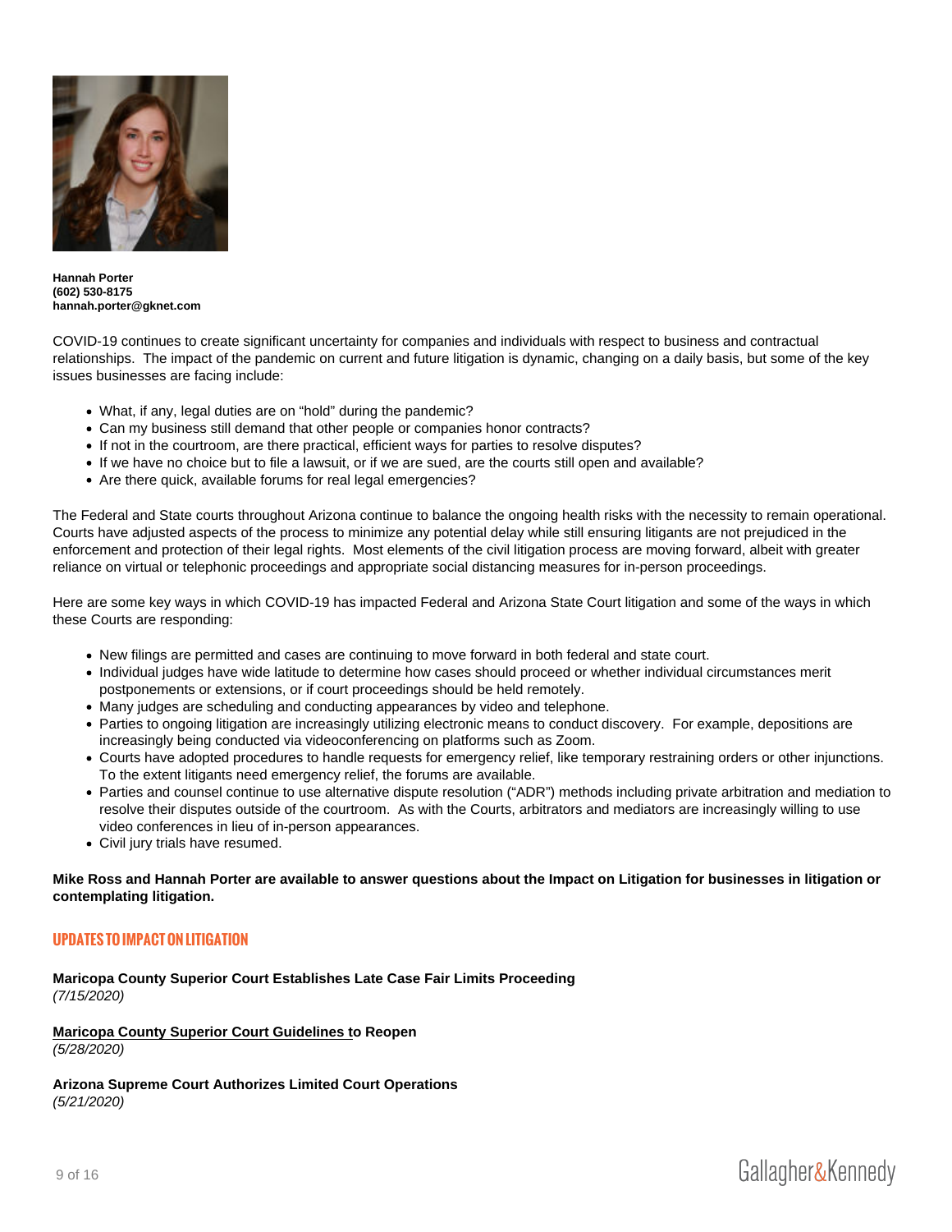**Hannah Porter**
**(602) 530-8175**
**hannah.porter@gknet.com**

COVID-19 continues to create significant uncertainty for companies and individuals with respect to business and contractual relationships. The impact of the pandemic on current and future litigation is dynamic, changing on a daily basis, but some of the key issues businesses are facing include:

- What, if any, legal duties are on "hold" during the pandemic?
- Can my business still demand that other people or companies honor contracts?
- If not in the courtroom, are there practical, efficient ways for parties to resolve disputes?
- If we have no choice but to file a lawsuit, or if we are sued, are the courts still open and available?
- Are there quick, available forums for real legal emergencies?

The Federal and State courts throughout Arizona continue to balance the ongoing health risks with the necessity to remain operational. Courts have adjusted aspects of the process to minimize any potential delay while still ensuring litigants are not prejudiced in the enforcement and protection of their legal rights. Most elements of the civil litigation process are moving forward, albeit with greater reliance on virtual or telephonic proceedings and appropriate social distancing measures for in-person proceedings.

Here are some key ways in which COVID-19 has impacted Federal and Arizona State Court litigation and some of the ways in which these Courts are responding:

- New filings are permitted and cases are continuing to move forward in both federal and state court.
- Individual judges have wide latitude to determine how cases should proceed or whether individual circumstances merit postponements or extensions, or if court proceedings should be held remotely.
- Many judges are scheduling and conducting appearances by video and telephone.
- Parties to ongoing litigation are increasingly utilizing electronic means to conduct discovery. For example, depositions are increasingly being conducted via videoconferencing on platforms such as Zoom.
- Courts have adopted procedures to handle requests for emergency relief, like temporary restraining orders or other injunctions. To the extent litigants need emergency relief, the forums are available.
- Parties and counsel continue to use alternative dispute resolution ("ADR") methods including private arbitration and mediation to resolve their disputes outside of the courtroom. As with the Courts, arbitrators and mediators are increasingly willing to use video conferences in lieu of in-person appearances.
- Civil jury trials have resumed.

**Mike Ross and Hannah Porter are available to answer questions about the Impact on Litigation for businesses in litigation or contemplating litigation.**

## UPDATES TO IMPACT ON LITIGATION

**Maricopa County Superior Court Establishes Late Case Fair Limits Proceeding**
*(7/15/2020)*

**Maricopa County Superior Court Guidelines to Reopen**
*(5/28/2020)*

**Arizona Supreme Court Authorizes Limited Court Operations**
*(5/21/2020)*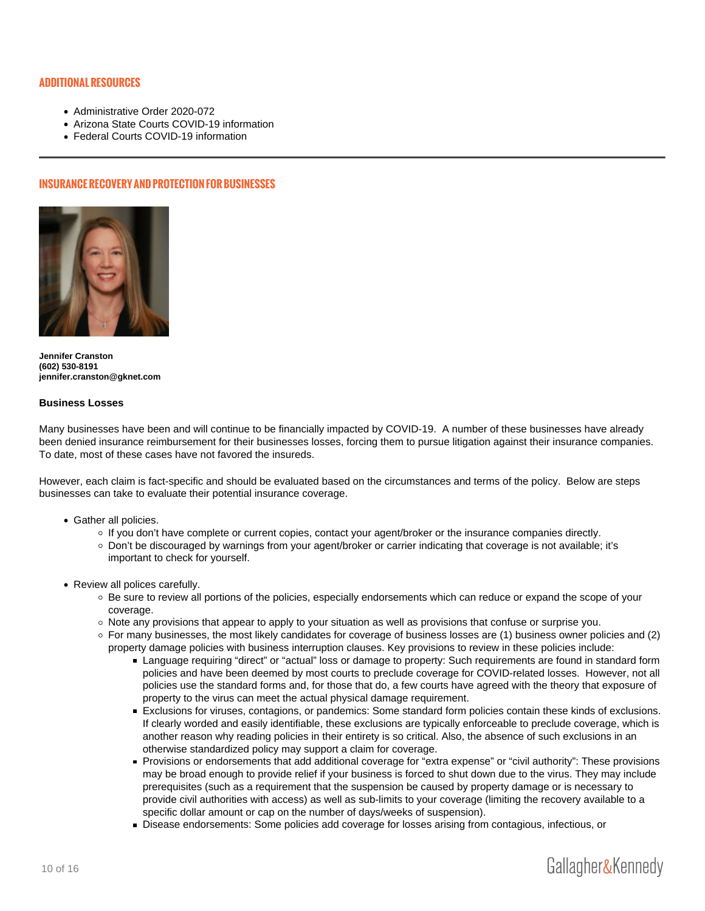## ADDITIONAL RESOURCES

- Administrative Order 2020-072
- Arizona State Courts COVID-19 information
- Federal Courts COVID-19 information

---

## INSURANCE RECOVERY AND PROTECTION FOR BUSINESSES

**Jennifer Cranston**
**(602) 530-8191**
**jennifer.cranston@gknet.com**

### Business Losses

Many businesses have been and will continue to be financially impacted by COVID-19. A number of these businesses have already been denied insurance reimbursement for their businesses losses, forcing them to pursue litigation against their insurance companies. To date, most of these cases have not favored the insureds.

However, each claim is fact-specific and should be evaluated based on the circumstances and terms of the policy. Below are steps businesses can take to evaluate their potential insurance coverage.

- Gather all policies.
  - If you don't have complete or current copies, contact your agent/broker or the insurance companies directly.
  - Don't be discouraged by warnings from your agent/broker or carrier indicating that coverage is not available; it's important to check for yourself.

- Review all polices carefully.
  - Be sure to review all portions of the policies, especially endorsements which can reduce or expand the scope of your coverage.
  - Note any provisions that appear to apply to your situation as well as provisions that confuse or surprise you.
  - For many businesses, the most likely candidates for coverage of business losses are (1) business owner policies and (2) property damage policies with business interruption clauses. Key provisions to review in these policies include:
    - Language requiring "direct" or "actual" loss or damage to property: Such requirements are found in standard form policies and have been deemed by most courts to preclude coverage for COVID-related losses. However, not all policies use the standard forms and, for those that do, a few courts have agreed with the theory that exposure of property to the virus can meet the actual physical damage requirement.
    - Exclusions for viruses, contagions, or pandemics: Some standard form policies contain these kinds of exclusions. If clearly worded and easily identifiable, these exclusions are typically enforceable to preclude coverage, which is another reason why reading policies in their entirety is so critical. Also, the absence of such exclusions in an otherwise standardized policy may support a claim for coverage.
    - Provisions or endorsements that add additional coverage for "extra expense" or "civil authority": These provisions may be broad enough to provide relief if your business is forced to shut down due to the virus. They may include prerequisites (such as a requirement that the suspension be caused by property damage or is necessary to provide civil authorities with access) as well as sub-limits to your coverage (limiting the recovery available to a specific dollar amount or cap on the number of days/weeks of suspension).
    - Disease endorsements: Some policies add coverage for losses arising from contagious, infectious, or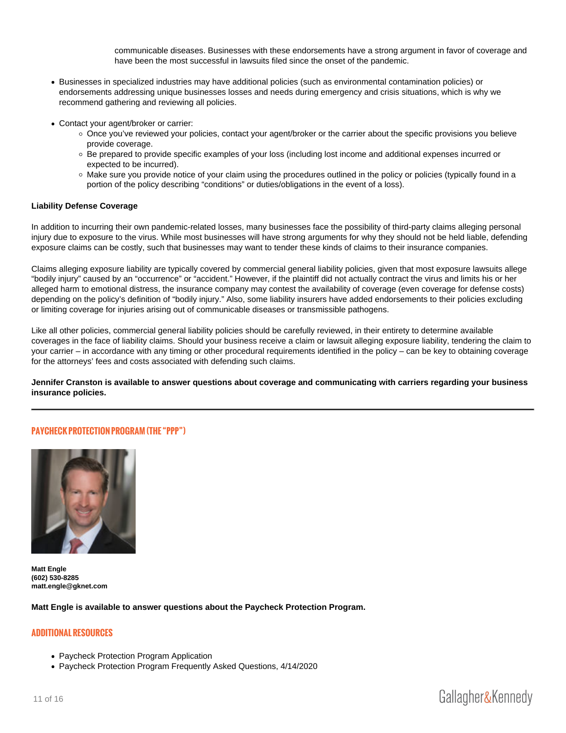communicable diseases. Businesses with these endorsements have a strong argument in favor of coverage and have been the most successful in lawsuits filed since the onset of the pandemic.

- Businesses in specialized industries may have additional policies (such as environmental contamination policies) or endorsements addressing unique businesses losses and needs during emergency and crisis situations, which is why we recommend gathering and reviewing all policies.
- Contact your agent/broker or carrier:
  - Once you've reviewed your policies, contact your agent/broker or the carrier about the specific provisions you believe provide coverage.
  - Be prepared to provide specific examples of your loss (including lost income and additional expenses incurred or expected to be incurred).
  - Make sure you provide notice of your claim using the procedures outlined in the policy or policies (typically found in a portion of the policy describing "conditions" or duties/obligations in the event of a loss).

**Liability Defense Coverage**

In addition to incurring their own pandemic-related losses, many businesses face the possibility of third-party claims alleging personal injury due to exposure to the virus. While most businesses will have strong arguments for why they should not be held liable, defending exposure claims can be costly, such that businesses may want to tender these kinds of claims to their insurance companies.

Claims alleging exposure liability are typically covered by commercial general liability policies, given that most exposure lawsuits allege "bodily injury" caused by an "occurrence" or "accident." However, if the plaintiff did not actually contract the virus and limits his or her alleged harm to emotional distress, the insurance company may contest the availability of coverage (even coverage for defense costs) depending on the policy's definition of "bodily injury." Also, some liability insurers have added endorsements to their policies excluding or limiting coverage for injuries arising out of communicable diseases or transmissible pathogens.

Like all other policies, commercial general liability policies should be carefully reviewed, in their entirety to determine available coverages in the face of liability claims. Should your business receive a claim or lawsuit alleging exposure liability, tendering the claim to your carrier – in accordance with any timing or other procedural requirements identified in the policy – can be key to obtaining coverage for the attorneys' fees and costs associated with defending such claims.

**Jennifer Cranston is available to answer questions about coverage and communicating with carriers regarding your business insurance policies.**

---

## PAYCHECK PROTECTION PROGRAM (THE "PPP")

**Matt Engle**
**(602) 530-8285**
**matt.engle@gknet.com**

**Matt Engle is available to answer questions about the Paycheck Protection Program.**

## ADDITIONAL RESOURCES

- Paycheck Protection Program Application
- Paycheck Protection Program Frequently Asked Questions, 4/14/2020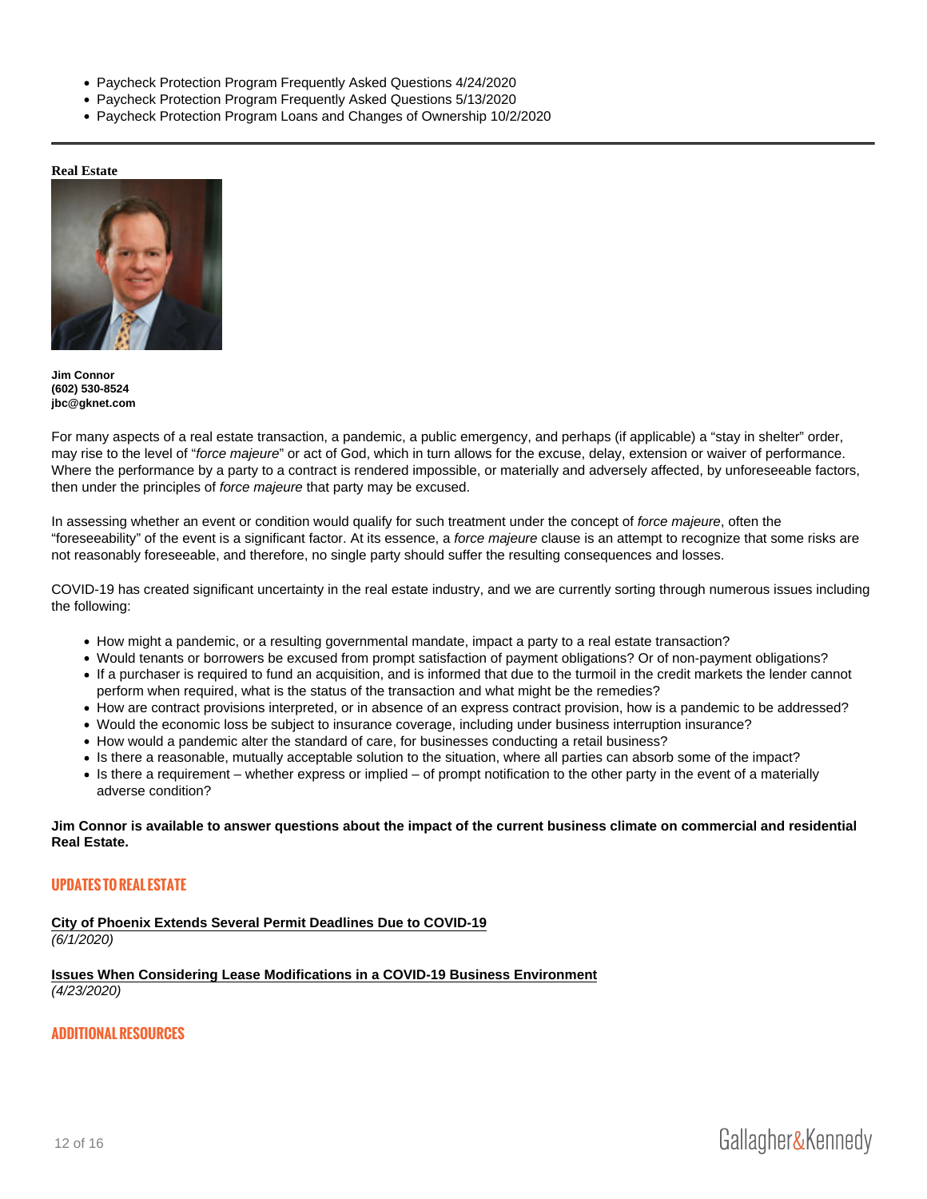- Paycheck Protection Program Frequently Asked Questions 4/24/2020
- Paycheck Protection Program Frequently Asked Questions 5/13/2020
- Paycheck Protection Program Loans and Changes of Ownership 10/2/2020

---

**Real Estate**

**Jim Connor**
**(602) 530-8524**
**jbc@gknet.com**

For many aspects of a real estate transaction, a pandemic, a public emergency, and perhaps (if applicable) a "stay in shelter" order, may rise to the level of "*force majeure*" or act of God, which in turn allows for the excuse, delay, extension or waiver of performance. Where the performance by a party to a contract is rendered impossible, or materially and adversely affected, by unforeseeable factors, then under the principles of *force majeure* that party may be excused.

In assessing whether an event or condition would qualify for such treatment under the concept of *force majeure*, often the "foreseeability" of the event is a significant factor. At its essence, a *force majeure* clause is an attempt to recognize that some risks are not reasonably foreseeable, and therefore, no single party should suffer the resulting consequences and losses.

COVID-19 has created significant uncertainty in the real estate industry, and we are currently sorting through numerous issues including the following:

- How might a pandemic, or a resulting governmental mandate, impact a party to a real estate transaction?
- Would tenants or borrowers be excused from prompt satisfaction of payment obligations? Or of non-payment obligations?
- If a purchaser is required to fund an acquisition, and is informed that due to the turmoil in the credit markets the lender cannot perform when required, what is the status of the transaction and what might be the remedies?
- How are contract provisions interpreted, or in absence of an express contract provision, how is a pandemic to be addressed?
- Would the economic loss be subject to insurance coverage, including under business interruption insurance?
- How would a pandemic alter the standard of care, for businesses conducting a retail business?
- Is there a reasonable, mutually acceptable solution to the situation, where all parties can absorb some of the impact?
- Is there a requirement – whether express or implied – of prompt notification to the other party in the event of a materially adverse condition?

**Jim Connor is available to answer questions about the impact of the current business climate on commercial and residential Real Estate.**

## UPDATES TO REAL ESTATE

**City of Phoenix Extends Several Permit Deadlines Due to COVID-19**
*(6/1/2020)*

**Issues When Considering Lease Modifications in a COVID-19 Business Environment**
*(4/23/2020)*

## ADDITIONAL RESOURCES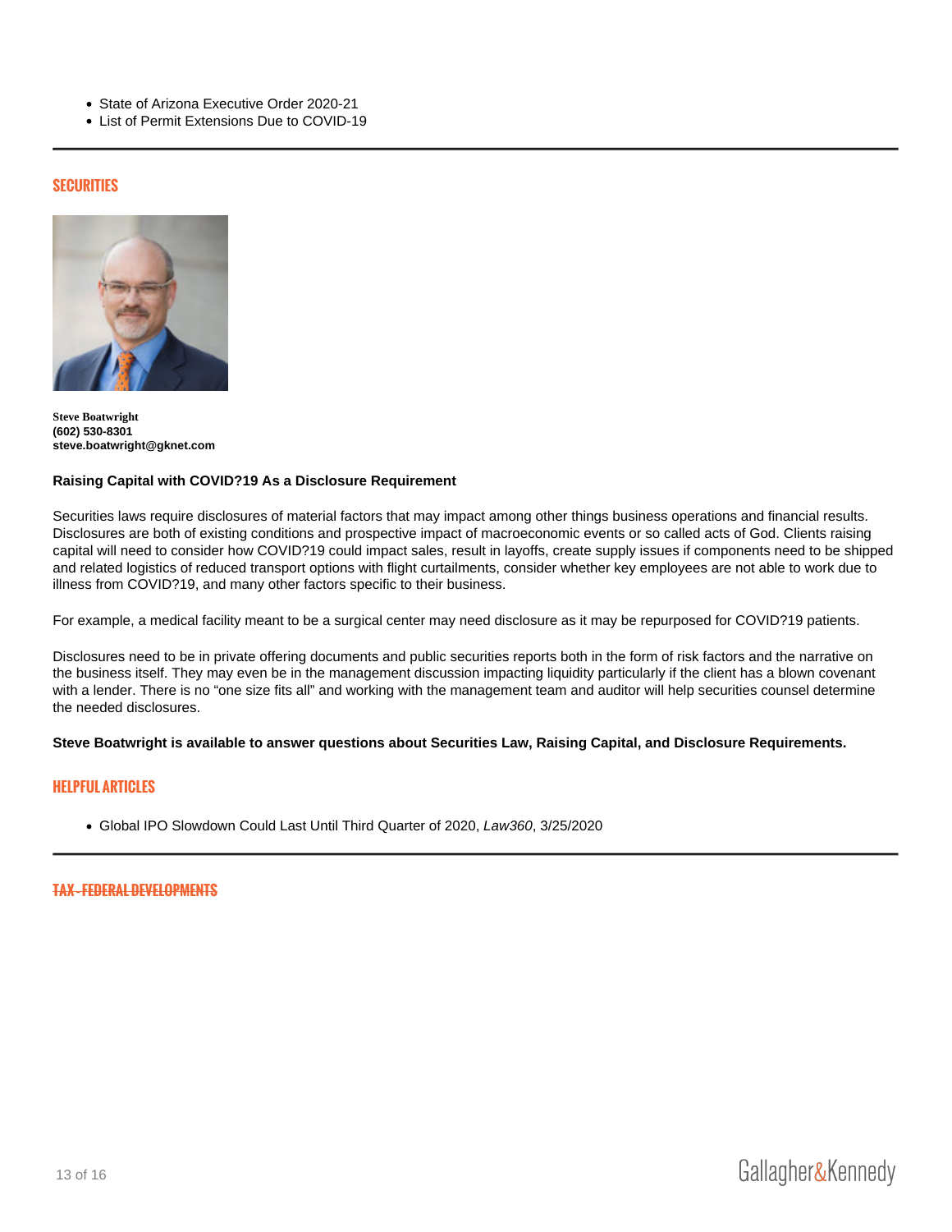- State of Arizona Executive Order 2020-21
- List of Permit Extensions Due to COVID-19

---

## SECURITIES

**Steve Boatwright**
**(602) 530-8301**
**steve.boatwright@gknet.com**

**Raising Capital with COVID?19 As a Disclosure Requirement**

Securities laws require disclosures of material factors that may impact among other things business operations and financial results. Disclosures are both of existing conditions and prospective impact of macroeconomic events or so called acts of God. Clients raising capital will need to consider how COVID?19 could impact sales, result in layoffs, create supply issues if components need to be shipped and related logistics of reduced transport options with flight curtailments, consider whether key employees are not able to work due to illness from COVID?19, and many other factors specific to their business.

For example, a medical facility meant to be a surgical center may need disclosure as it may be repurposed for COVID?19 patients.

Disclosures need to be in private offering documents and public securities reports both in the form of risk factors and the narrative on the business itself. They may even be in the management discussion impacting liquidity particularly if the client has a blown covenant with a lender. There is no "one size fits all" and working with the management team and auditor will help securities counsel determine the needed disclosures.

**Steve Boatwright is available to answer questions about Securities Law, Raising Capital, and Disclosure Requirements.**

## HELPFUL ARTICLES

- Global IPO Slowdown Could Last Until Third Quarter of 2020, *Law360*, 3/25/2020

---

## TAX - FEDERAL DEVELOPMENTS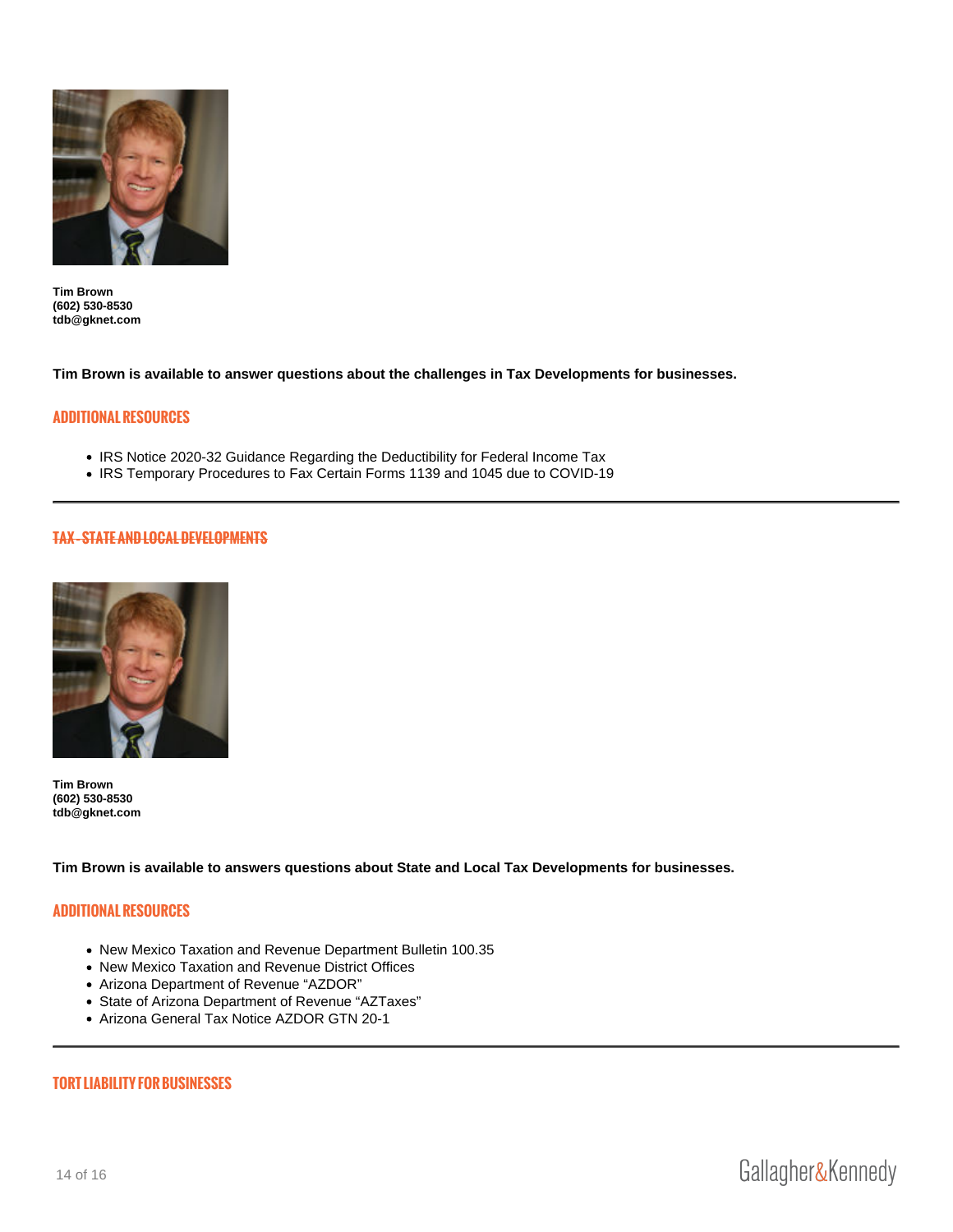**Tim Brown**
**(602) 530-8530**
**tdb@gknet.com**

**Tim Brown is available to answer questions about the challenges in Tax Developments for businesses.**

## ADDITIONAL RESOURCES

- IRS Notice 2020-32 Guidance Regarding the Deductibility for Federal Income Tax
- IRS Temporary Procedures to Fax Certain Forms 1139 and 1045 due to COVID-19

---

## TAX - STATE AND LOCAL DEVELOPMENTS

**Tim Brown**
**(602) 530-8530**
**tdb@gknet.com**

**Tim Brown is available to answers questions about State and Local Tax Developments for businesses.**

## ADDITIONAL RESOURCES

- New Mexico Taxation and Revenue Department Bulletin 100.35
- New Mexico Taxation and Revenue District Offices
- Arizona Department of Revenue "AZDOR"
- State of Arizona Department of Revenue "AZTaxes"
- Arizona General Tax Notice AZDOR GTN 20-1

---

## TORT LIABILITY FOR BUSINESSES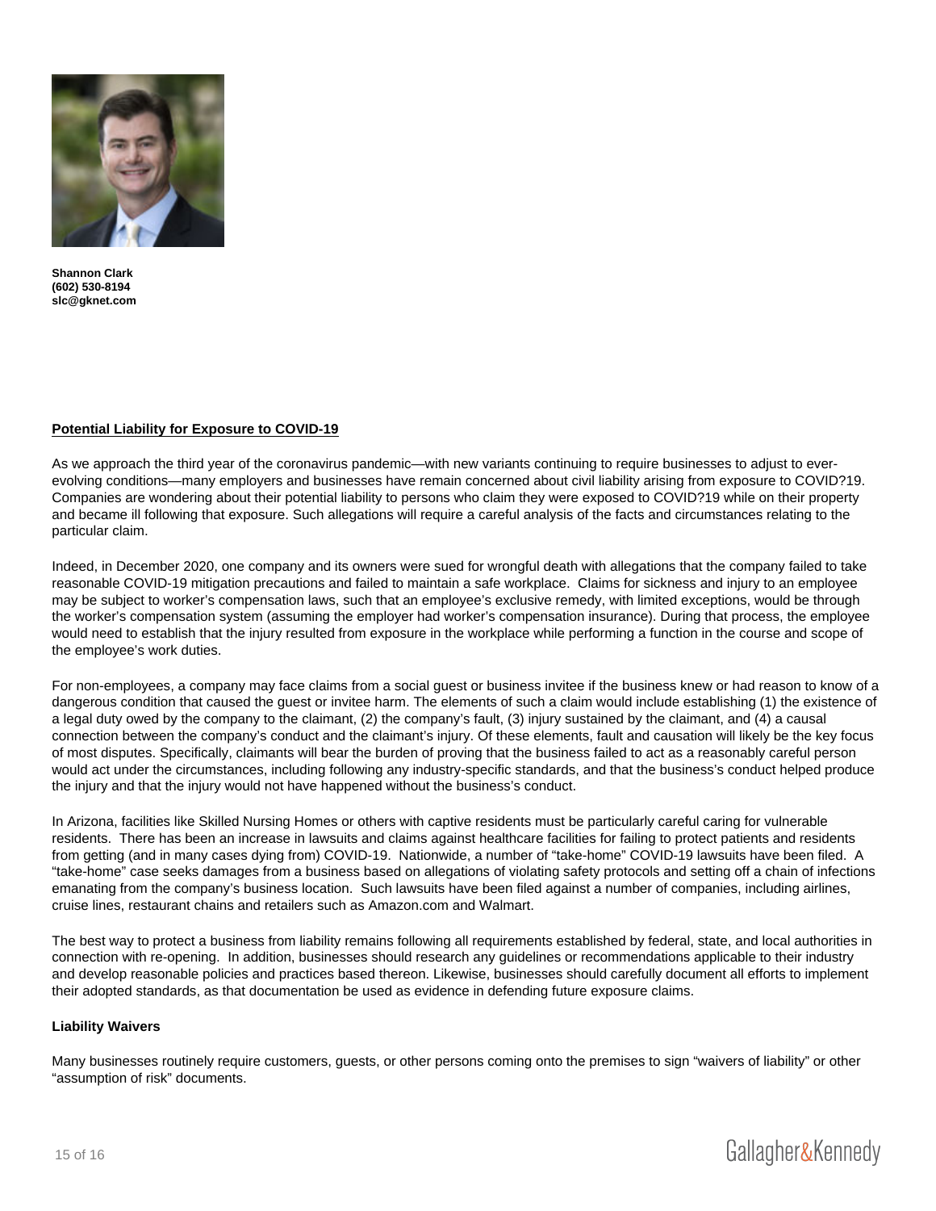**Shannon Clark**
**(602) 530-8194**
**slc@gknet.com**

**Potential Liability for Exposure to COVID-19**

As we approach the third year of the coronavirus pandemic—with new variants continuing to require businesses to adjust to ever-evolving conditions—many employers and businesses have remain concerned about civil liability arising from exposure to COVID?19. Companies are wondering about their potential liability to persons who claim they were exposed to COVID?19 while on their property and became ill following that exposure. Such allegations will require a careful analysis of the facts and circumstances relating to the particular claim.

Indeed, in December 2020, one company and its owners were sued for wrongful death with allegations that the company failed to take reasonable COVID-19 mitigation precautions and failed to maintain a safe workplace. Claims for sickness and injury to an employee may be subject to worker's compensation laws, such that an employee's exclusive remedy, with limited exceptions, would be through the worker's compensation system (assuming the employer had worker's compensation insurance). During that process, the employee would need to establish that the injury resulted from exposure in the workplace while performing a function in the course and scope of the employee's work duties.

For non-employees, a company may face claims from a social guest or business invitee if the business knew or had reason to know of a dangerous condition that caused the guest or invitee harm. The elements of such a claim would include establishing (1) the existence of a legal duty owed by the company to the claimant, (2) the company's fault, (3) injury sustained by the claimant, and (4) a causal connection between the company's conduct and the claimant's injury. Of these elements, fault and causation will likely be the key focus of most disputes. Specifically, claimants will bear the burden of proving that the business failed to act as a reasonably careful person would act under the circumstances, including following any industry-specific standards, and that the business's conduct helped produce the injury and that the injury would not have happened without the business's conduct.

In Arizona, facilities like Skilled Nursing Homes or others with captive residents must be particularly careful caring for vulnerable residents. There has been an increase in lawsuits and claims against healthcare facilities for failing to protect patients and residents from getting (and in many cases dying from) COVID-19. Nationwide, a number of "take-home" COVID-19 lawsuits have been filed. A "take-home" case seeks damages from a business based on allegations of violating safety protocols and setting off a chain of infections emanating from the company's business location. Such lawsuits have been filed against a number of companies, including airlines, cruise lines, restaurant chains and retailers such as Amazon.com and Walmart.

The best way to protect a business from liability remains following all requirements established by federal, state, and local authorities in connection with re-opening. In addition, businesses should research any guidelines or recommendations applicable to their industry and develop reasonable policies and practices based thereon. Likewise, businesses should carefully document all efforts to implement their adopted standards, as that documentation be used as evidence in defending future exposure claims.

**Liability Waivers**

Many businesses routinely require customers, guests, or other persons coming onto the premises to sign "waivers of liability" or other "assumption of risk" documents.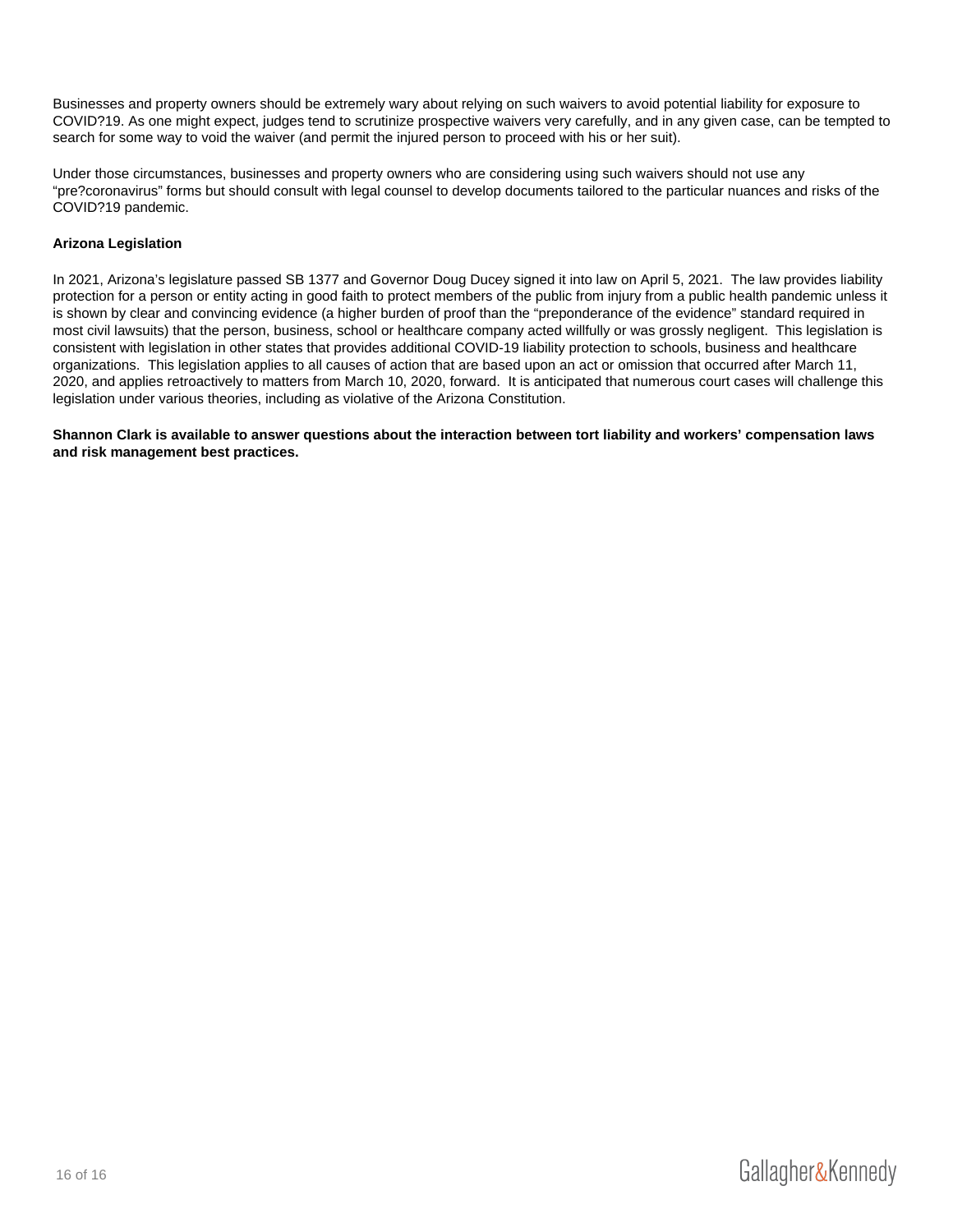Businesses and property owners should be extremely wary about relying on such waivers to avoid potential liability for exposure to COVID?19. As one might expect, judges tend to scrutinize prospective waivers very carefully, and in any given case, can be tempted to search for some way to void the waiver (and permit the injured person to proceed with his or her suit).

Under those circumstances, businesses and property owners who are considering using such waivers should not use any "pre?coronavirus" forms but should consult with legal counsel to develop documents tailored to the particular nuances and risks of the COVID?19 pandemic.

**Arizona Legislation**

In 2021, Arizona's legislature passed SB 1377 and Governor Doug Ducey signed it into law on April 5, 2021. The law provides liability protection for a person or entity acting in good faith to protect members of the public from injury from a public health pandemic unless it is shown by clear and convincing evidence (a higher burden of proof than the "preponderance of the evidence" standard required in most civil lawsuits) that the person, business, school or healthcare company acted willfully or was grossly negligent. This legislation is consistent with legislation in other states that provides additional COVID-19 liability protection to schools, business and healthcare organizations. This legislation applies to all causes of action that are based upon an act or omission that occurred after March 11, 2020, and applies retroactively to matters from March 10, 2020, forward. It is anticipated that numerous court cases will challenge this legislation under various theories, including as violative of the Arizona Constitution.

**Shannon Clark is available to answer questions about the interaction between tort liability and workers' compensation laws and risk management best practices.**